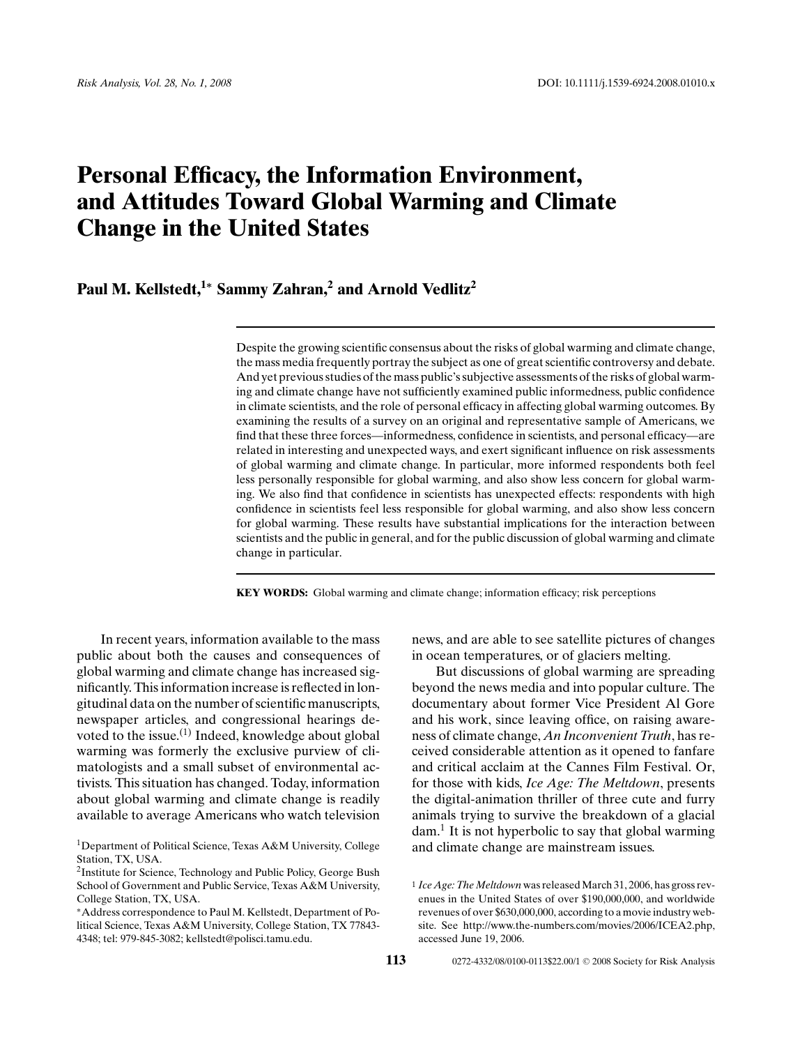# Personal Efficacy, the Information Environment, and Attitudes Toward Global Warming and Climate Change in the United States

**Paul M. Kellstedt,[1]* Sammy Zahran,[2] and Arnold Vedlitz[2]**

Despite the growing scientific consensus about the risks of global warming and climate change, the mass media frequently portray the subject as one of great scientific controversy and debate. And yet previous studies of the mass public's subjective assessments of the risks of global warming and climate change have not sufficiently examined public informedness, public confidence in climate scientists, and the role of personal efficacy in affecting global warming outcomes. By examining the results of a survey on an original and representative sample of Americans, we find that these three forces—informedness, confidence in scientists, and personal efficacy—are related in interesting and unexpected ways, and exert significant influence on risk assessments of global warming and climate change. In particular, more informed respondents both feel less personally responsible for global warming, and also show less concern for global warming. We also find that confidence in scientists has unexpected effects: respondents with high confidence in scientists feel less responsible for global warming, and also show less concern for global warming. These results have substantial implications for the interaction between scientists and the public in general, and for the public discussion of global warming and climate change in particular.

**KEY WORDS:** Global warming and climate change; information efficacy; risk perceptions

In recent years, information available to the mass public about both the causes and consequences of global warming and climate change has increased significantly. This information increase is reflected in longitudinal data on the number of scientific manuscripts, newspaper articles, and congressional hearings devoted to the issue.[(1)] Indeed, knowledge about global warming was formerly the exclusive purview of climatologists and a small subset of environmental activists. This situation has changed. Today, information about global warming and climate change is readily available to average Americans who watch television news, and are able to see satellite pictures of changes in ocean temperatures, or of glaciers melting.

But discussions of global warming are spreading beyond the news media and into popular culture. The documentary about former Vice President Al Gore and his work, since leaving office, on raising awareness of climate change, *An Inconvenient Truth*, has received considerable attention as it opened to fanfare and critical acclaim at the Cannes Film Festival. Or, for those with kids, *Ice Age: The Meltdown*, presents the digital-animation thriller of three cute and furry animals trying to survive the breakdown of a glacial dam.[1] It is not hyperbolic to say that global warming and climate change are mainstream issues.

[1]Department of Political Science, Texas A&M University, College Station, TX, USA.

[2]Institute for Science, Technology and Public Policy, George Bush School of Government and Public Service, Texas A&M University, College Station, TX, USA.

*Address correspondence to Paul M. Kellstedt, Department of Political Science, Texas A&M University, College Station, TX 77843-4348; tel: 979-845-3082; kellstedt@polisci.tamu.edu.

[1] *Ice Age: The Meltdown* was released March 31, 2006, has gross revenues in the United States of over $190,000,000, and worldwide revenues of over $630,000,000, according to a movie industry website. See http://www.the-numbers.com/movies/2006/ICEA2.php, accessed June 19, 2006.

0272-4332/08/0100-0113$22.00/1 © 2008 Society for Risk Analysis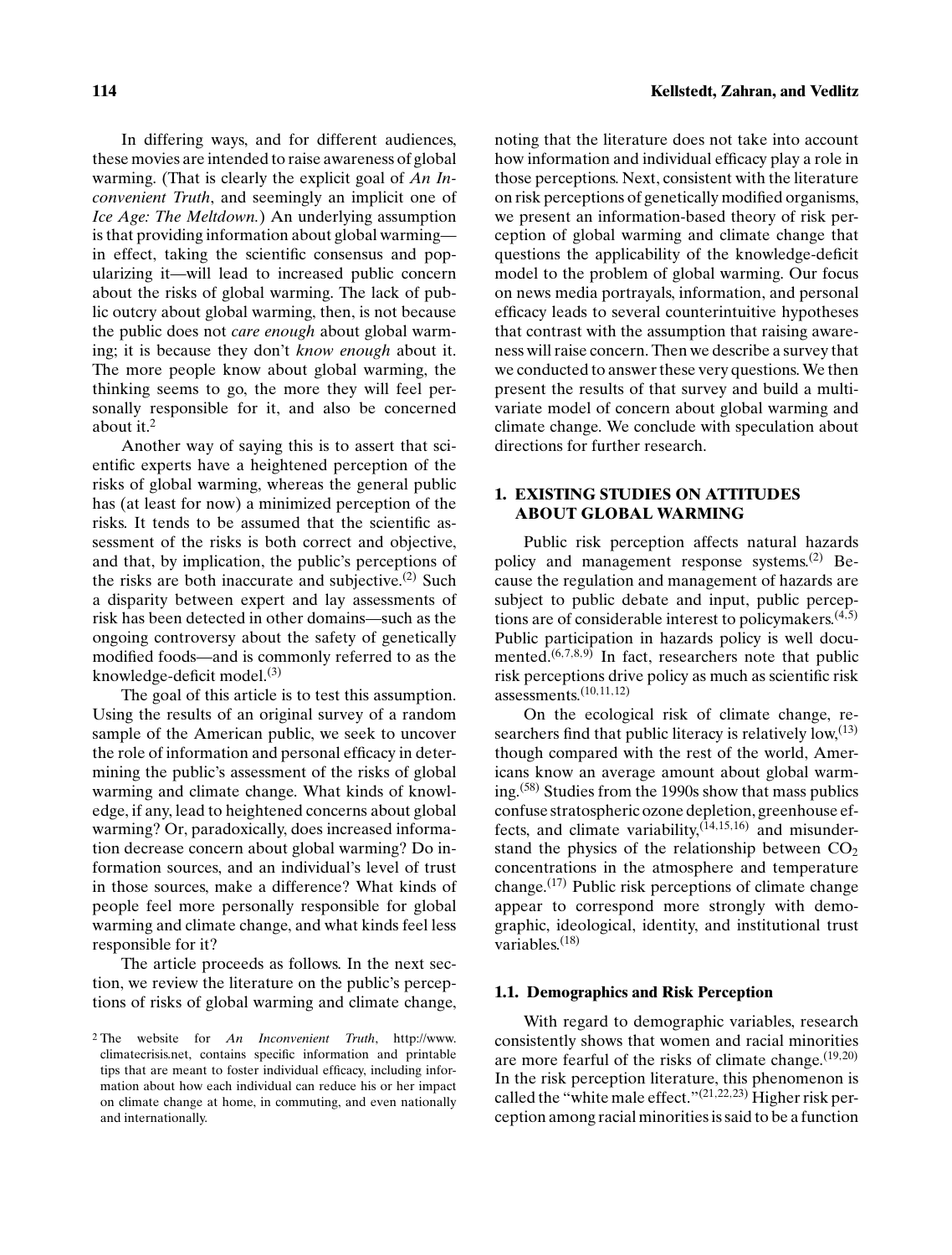In differing ways, and for different audiences, these movies are intended to raise awareness of global warming. (That is clearly the explicit goal of *An Inconvenient Truth*, and seemingly an implicit one of *Ice Age: The Meltdown.*) An underlying assumption is that providing information about global warming—in effect, taking the scientific consensus and popularizing it—will lead to increased public concern about the risks of global warming. The lack of public outcry about global warming, then, is not because the public does not *care enough* about global warming; it is because they don't *know enough* about it. The more people know about global warming, the thinking seems to go, the more they will feel personally responsible for it, and also be concerned about it.[2]

Another way of saying this is to assert that scientific experts have a heightened perception of the risks of global warming, whereas the general public has (at least for now) a minimized perception of the risks. It tends to be assumed that the scientific assessment of the risks is both correct and objective, and that, by implication, the public's perceptions of the risks are both inaccurate and subjective.[(2)] Such a disparity between expert and lay assessments of risk has been detected in other domains—such as the ongoing controversy about the safety of genetically modified foods—and is commonly referred to as the knowledge-deficit model.[(3)]

The goal of this article is to test this assumption. Using the results of an original survey of a random sample of the American public, we seek to uncover the role of information and personal efficacy in determining the public's assessment of the risks of global warming and climate change. What kinds of knowledge, if any, lead to heightened concerns about global warming? Or, paradoxically, does increased information decrease concern about global warming? Do information sources, and an individual's level of trust in those sources, make a difference? What kinds of people feel more personally responsible for global warming and climate change, and what kinds feel less responsible for it?

The article proceeds as follows. In the next section, we review the literature on the public's perceptions of risks of global warming and climate change, noting that the literature does not take into account how information and individual efficacy play a role in those perceptions. Next, consistent with the literature on risk perceptions of genetically modified organisms, we present an information-based theory of risk perception of global warming and climate change that questions the applicability of the knowledge-deficit model to the problem of global warming. Our focus on news media portrayals, information, and personal efficacy leads to several counterintuitive hypotheses that contrast with the assumption that raising awareness will raise concern. Then we describe a survey that we conducted to answer these very questions. We then present the results of that survey and build a multivariate model of concern about global warming and climate change. We conclude with speculation about directions for further research.

## 1. EXISTING STUDIES ON ATTITUDES ABOUT GLOBAL WARMING

Public risk perception affects natural hazards policy and management response systems.[(2)] Because the regulation and management of hazards are subject to public debate and input, public perceptions are of considerable interest to policymakers.[(4,5)] Public participation in hazards policy is well documented.[(6,7,8,9)] In fact, researchers note that public risk perceptions drive policy as much as scientific risk assessments.[(10,11,12)]

On the ecological risk of climate change, researchers find that public literacy is relatively low,[(13)] though compared with the rest of the world, Americans know an average amount about global warming.[(58)] Studies from the 1990s show that mass publics confuse stratospheric ozone depletion, greenhouse effects, and climate variability,[(14,15,16)] and misunderstand the physics of the relationship between $CO_2$ concentrations in the atmosphere and temperature change.[(17)] Public risk perceptions of climate change appear to correspond more strongly with demographic, ideological, identity, and institutional trust variables.[(18)]

### 1.1. Demographics and Risk Perception

With regard to demographic variables, research consistently shows that women and racial minorities are more fearful of the risks of climate change.[(19,20)] In the risk perception literature, this phenomenon is called the "white male effect."[(21,22,23)] Higher risk perception among racial minorities is said to be a function

[2] The website for *An Inconvenient Truth*, http://www.climatecrisis.net, contains specific information and printable tips that are meant to foster individual efficacy, including information about how each individual can reduce his or her impact on climate change at home, in commuting, and even nationally and internationally.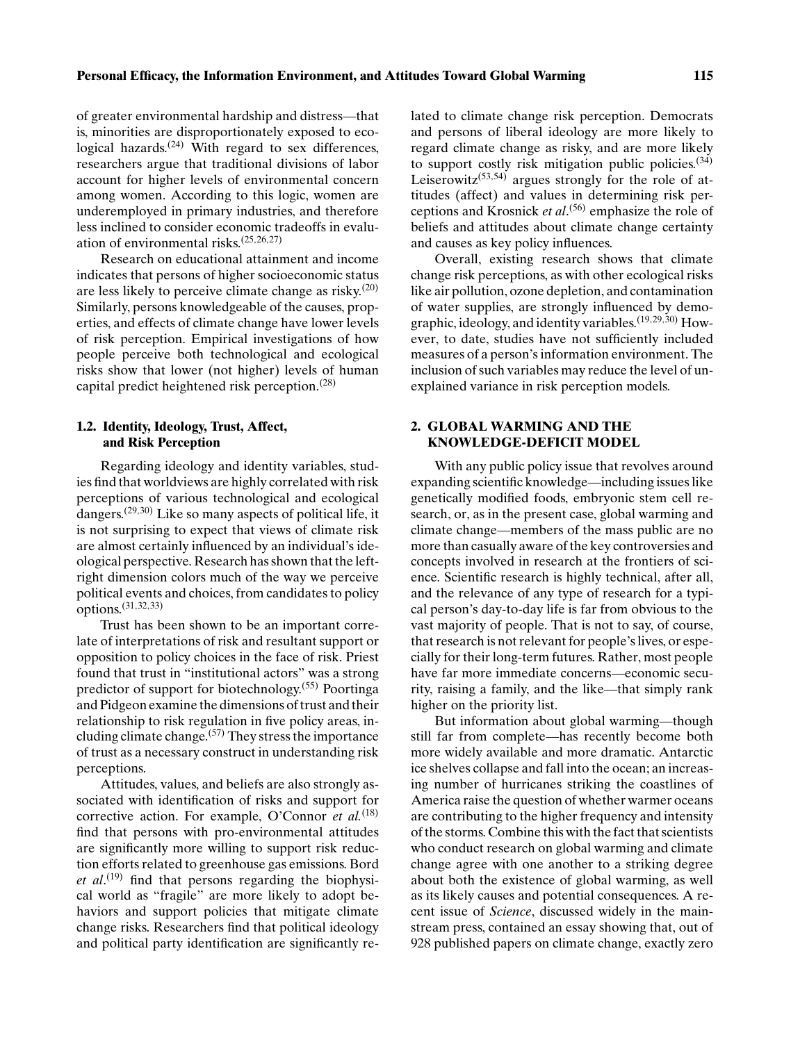of greater environmental hardship and distress—that is, minorities are disproportionately exposed to ecological hazards.[24] With regard to sex differences, researchers argue that traditional divisions of labor account for higher levels of environmental concern among women. According to this logic, women are underemployed in primary industries, and therefore less inclined to consider economic tradeoffs in evaluation of environmental risks.[25,26,27]

Research on educational attainment and income indicates that persons of higher socioeconomic status are less likely to perceive climate change as risky.[20] Similarly, persons knowledgeable of the causes, properties, and effects of climate change have lower levels of risk perception. Empirical investigations of how people perceive both technological and ecological risks show that lower (not higher) levels of human capital predict heightened risk perception.[28]

### 1.2. Identity, Ideology, Trust, Affect, and Risk Perception

Regarding ideology and identity variables, studies find that worldviews are highly correlated with risk perceptions of various technological and ecological dangers.[29,30] Like so many aspects of political life, it is not surprising to expect that views of climate risk are almost certainly influenced by an individual's ideological perspective. Research has shown that the left-right dimension colors much of the way we perceive political events and choices, from candidates to policy options.[31,32,33]

Trust has been shown to be an important correlate of interpretations of risk and resultant support or opposition to policy choices in the face of risk. Priest found that trust in "institutional actors" was a strong predictor of support for biotechnology.[55] Poortinga and Pidgeon examine the dimensions of trust and their relationship to risk regulation in five policy areas, including climate change.[57] They stress the importance of trust as a necessary construct in understanding risk perceptions.

Attitudes, values, and beliefs are also strongly associated with identification of risks and support for corrective action. For example, O'Connor *et al.*[18] find that persons with pro-environmental attitudes are significantly more willing to support risk reduction efforts related to greenhouse gas emissions. Bord *et al*.[19] find that persons regarding the biophysical world as "fragile" are more likely to adopt behaviors and support policies that mitigate climate change risks. Researchers find that political ideology and political party identification are significantly related to climate change risk perception. Democrats and persons of liberal ideology are more likely to regard climate change as risky, and are more likely to support costly risk mitigation public policies.[34] Leiserowitz[53,54] argues strongly for the role of attitudes (affect) and values in determining risk perceptions and Krosnick *et al*.[56] emphasize the role of beliefs and attitudes about climate change certainty and causes as key policy influences.

Overall, existing research shows that climate change risk perceptions, as with other ecological risks like air pollution, ozone depletion, and contamination of water supplies, are strongly influenced by demographic, ideology, and identity variables.[19,29,30] However, to date, studies have not sufficiently included measures of a person's information environment. The inclusion of such variables may reduce the level of unexplained variance in risk perception models.

## 2. GLOBAL WARMING AND THE KNOWLEDGE-DEFICIT MODEL

With any public policy issue that revolves around expanding scientific knowledge—including issues like genetically modified foods, embryonic stem cell research, or, as in the present case, global warming and climate change—members of the mass public are no more than casually aware of the key controversies and concepts involved in research at the frontiers of science. Scientific research is highly technical, after all, and the relevance of any type of research for a typical person's day-to-day life is far from obvious to the vast majority of people. That is not to say, of course, that research is not relevant for people's lives, or especially for their long-term futures. Rather, most people have far more immediate concerns—economic security, raising a family, and the like—that simply rank higher on the priority list.

But information about global warming—though still far from complete—has recently become both more widely available and more dramatic. Antarctic ice shelves collapse and fall into the ocean; an increasing number of hurricanes striking the coastlines of America raise the question of whether warmer oceans are contributing to the higher frequency and intensity of the storms. Combine this with the fact that scientists who conduct research on global warming and climate change agree with one another to a striking degree about both the existence of global warming, as well as its likely causes and potential consequences. A recent issue of *Science*, discussed widely in the mainstream press, contained an essay showing that, out of 928 published papers on climate change, exactly zero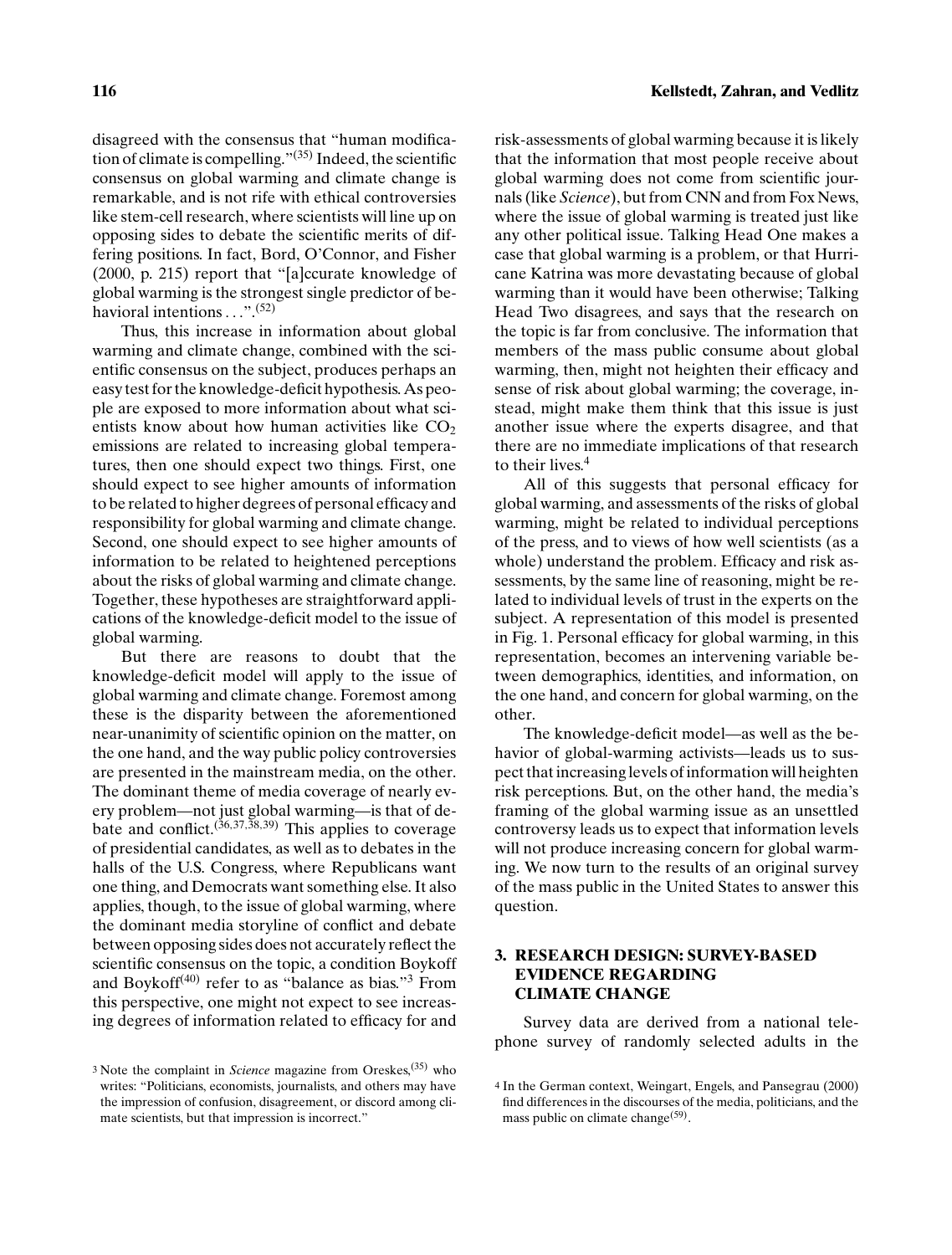disagreed with the consensus that "human modification of climate is compelling."[35] Indeed, the scientific consensus on global warming and climate change is remarkable, and is not rife with ethical controversies like stem-cell research, where scientists will line up on opposing sides to debate the scientific merits of differing positions. In fact, Bord, O'Connor, and Fisher (2000, p. 215) report that "[a]ccurate knowledge of global warming is the strongest single predictor of behavioral intentions . . .".[52]

Thus, this increase in information about global warming and climate change, combined with the scientific consensus on the subject, produces perhaps an easy test for the knowledge-deficit hypothesis. As people are exposed to more information about what scientists know about how human activities like $CO_2$ emissions are related to increasing global temperatures, then one should expect two things. First, one should expect to see higher amounts of information to be related to higher degrees of personal efficacy and responsibility for global warming and climate change. Second, one should expect to see higher amounts of information to be related to heightened perceptions about the risks of global warming and climate change. Together, these hypotheses are straightforward applications of the knowledge-deficit model to the issue of global warming.

But there are reasons to doubt that the knowledge-deficit model will apply to the issue of global warming and climate change. Foremost among these is the disparity between the aforementioned near-unanimity of scientific opinion on the matter, on the one hand, and the way public policy controversies are presented in the mainstream media, on the other. The dominant theme of media coverage of nearly every problem—not just global warming—is that of debate and conflict.[36,37,38,39] This applies to coverage of presidential candidates, as well as to debates in the halls of the U.S. Congress, where Republicans want one thing, and Democrats want something else. It also applies, though, to the issue of global warming, where the dominant media storyline of conflict and debate between opposing sides does not accurately reflect the scientific consensus on the topic, a condition Boykoff and Boykoff[40] refer to as "balance as bias."[3] From this perspective, one might not expect to see increasing degrees of information related to efficacy for and risk-assessments of global warming because it is likely that the information that most people receive about global warming does not come from scientific journals (like *Science*), but from CNN and from Fox News, where the issue of global warming is treated just like any other political issue. Talking Head One makes a case that global warming is a problem, or that Hurricane Katrina was more devastating because of global warming than it would have been otherwise; Talking Head Two disagrees, and says that the research on the topic is far from conclusive. The information that members of the mass public consume about global warming, then, might not heighten their efficacy and sense of risk about global warming; the coverage, instead, might make them think that this issue is just another issue where the experts disagree, and that there are no immediate implications of that research to their lives.[4]

All of this suggests that personal efficacy for global warming, and assessments of the risks of global warming, might be related to individual perceptions of the press, and to views of how well scientists (as a whole) understand the problem. Efficacy and risk assessments, by the same line of reasoning, might be related to individual levels of trust in the experts on the subject. A representation of this model is presented in Fig. 1. Personal efficacy for global warming, in this representation, becomes an intervening variable between demographics, identities, and information, on the one hand, and concern for global warming, on the other.

The knowledge-deficit model—as well as the behavior of global-warming activists—leads us to suspect that increasing levels of information will heighten risk perceptions. But, on the other hand, the media's framing of the global warming issue as an unsettled controversy leads us to expect that information levels will not produce increasing concern for global warming. We now turn to the results of an original survey of the mass public in the United States to answer this question.

## 3. RESEARCH DESIGN: SURVEY-BASED EVIDENCE REGARDING CLIMATE CHANGE

Survey data are derived from a national telephone survey of randomly selected adults in the

[3] Note the complaint in *Science* magazine from Oreskes,[35] who writes: "Politicians, economists, journalists, and others may have the impression of confusion, disagreement, or discord among climate scientists, but that impression is incorrect."

[4] In the German context, Weingart, Engels, and Pansegrau (2000) find differences in the discourses of the media, politicians, and the mass public on climate change[59].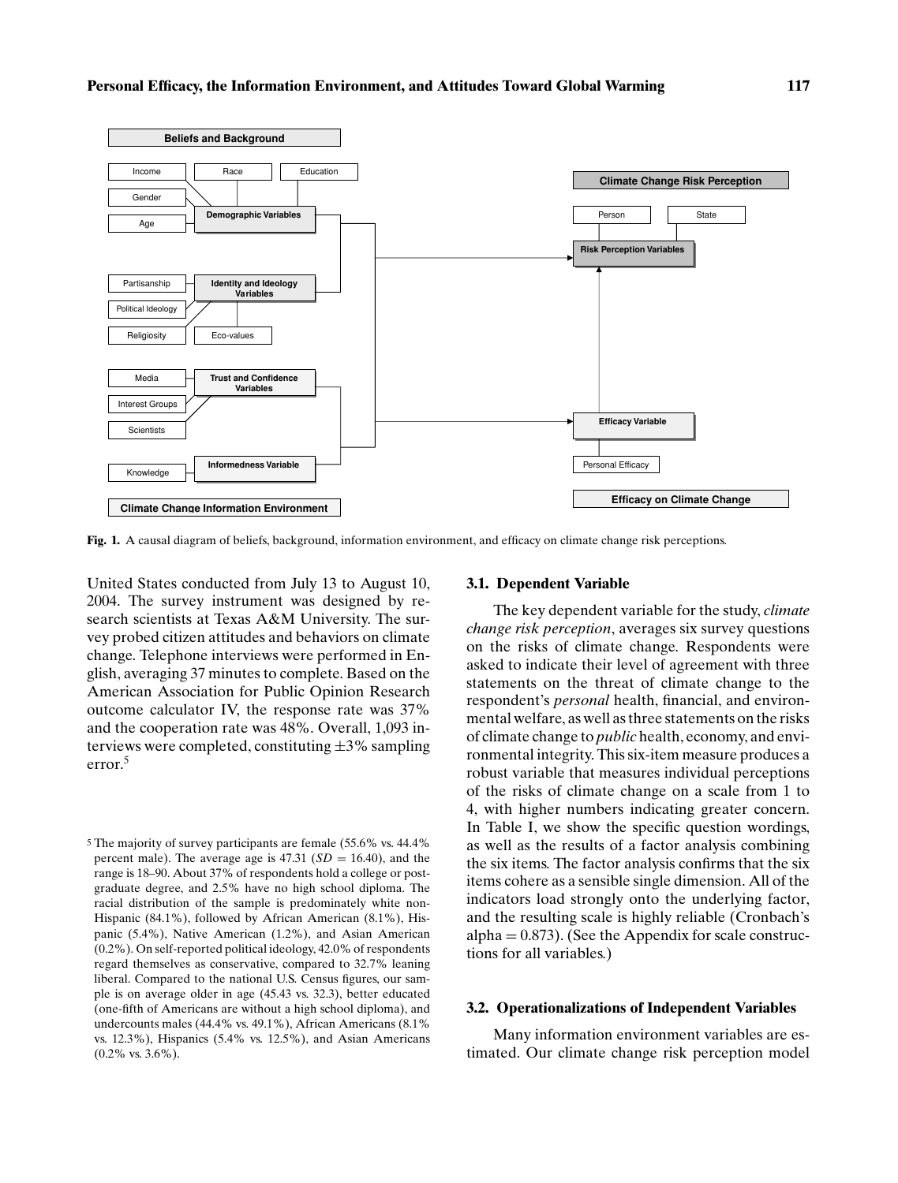Fig. 1. A causal diagram of beliefs, background, information environment, and efficacy on climate change risk perceptions.

United States conducted from July 13 to August 10, 2004. The survey instrument was designed by research scientists at Texas A&M University. The survey probed citizen attitudes and behaviors on climate change. Telephone interviews were performed in English, averaging 37 minutes to complete. Based on the American Association for Public Opinion Research outcome calculator IV, the response rate was 37% and the cooperation rate was 48%. Overall, 1,093 interviews were completed, constituting ±3% sampling error.[5]

[5] The majority of survey participants are female (55.6% vs. 44.4% percent male). The average age is 47.31 (*SD* = 16.40), and the range is 18–90. About 37% of respondents hold a college or postgraduate degree, and 2.5% have no high school diploma. The racial distribution of the sample is predominately white non-Hispanic (84.1%), followed by African American (8.1%), Hispanic (5.4%), Native American (1.2%), and Asian American (0.2%). On self-reported political ideology, 42.0% of respondents regard themselves as conservative, compared to 32.7% leaning liberal. Compared to the national U.S. Census figures, our sample is on average older in age (45.43 vs. 32.3), better educated (one-fifth of Americans are without a high school diploma), and undercounts males (44.4% vs. 49.1%), African Americans (8.1% vs. 12.3%), Hispanics (5.4% vs. 12.5%), and Asian Americans (0.2% vs. 3.6%).

### 3.1. Dependent Variable

The key dependent variable for the study, *climate change risk perception*, averages six survey questions on the risks of climate change. Respondents were asked to indicate their level of agreement with three statements on the threat of climate change to the respondent's *personal* health, financial, and environmental welfare, as well as three statements on the risks of climate change to *public* health, economy, and environmental integrity. This six-item measure produces a robust variable that measures individual perceptions of the risks of climate change on a scale from 1 to 4, with higher numbers indicating greater concern. In Table I, we show the specific question wordings, as well as the results of a factor analysis combining the six items. The factor analysis confirms that the six items cohere as a sensible single dimension. All of the indicators load strongly onto the underlying factor, and the resulting scale is highly reliable (Cronbach's alpha = 0.873). (See the Appendix for scale constructions for all variables.)

### 3.2. Operationalizations of Independent Variables

Many information environment variables are estimated. Our climate change risk perception model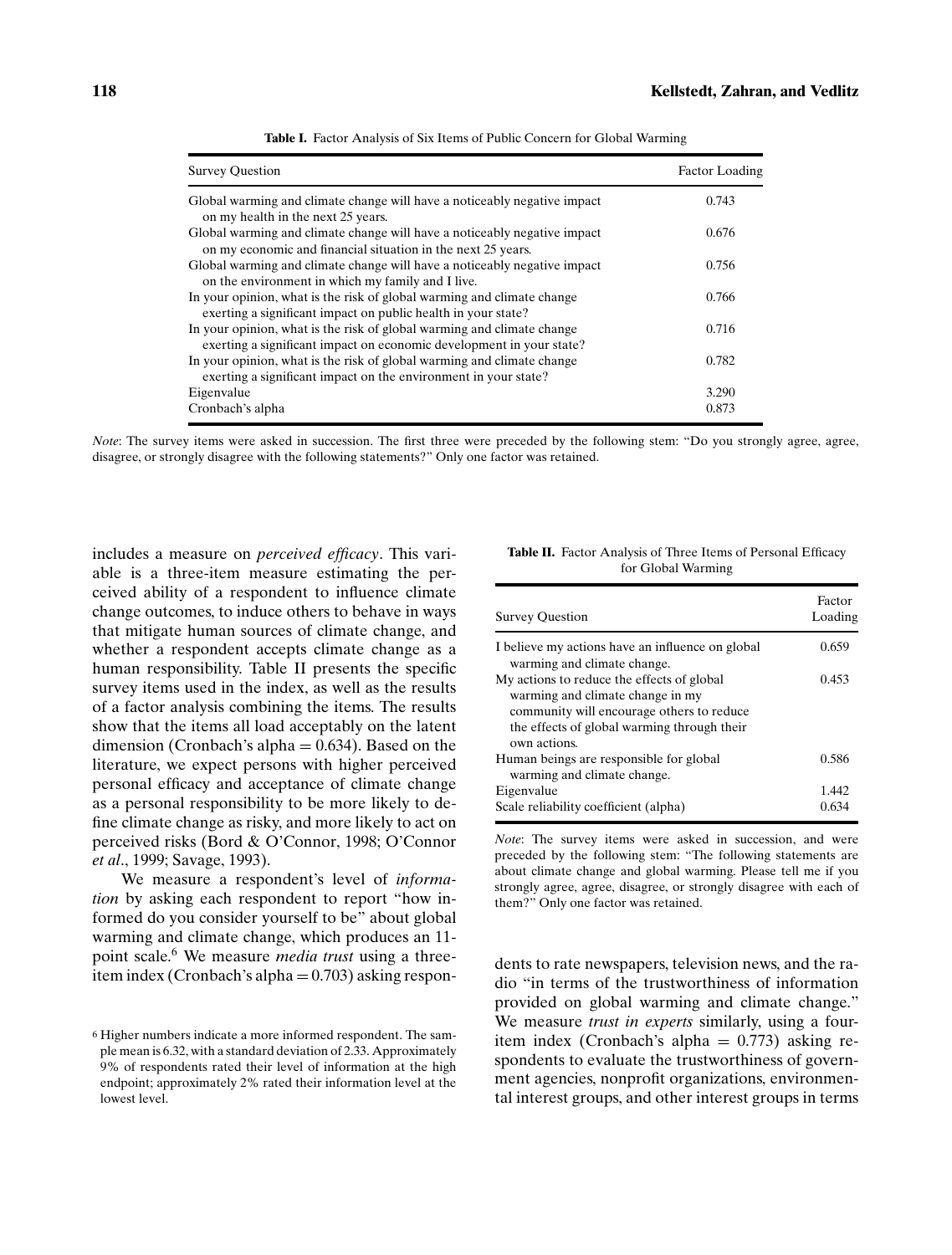**Table I.** Factor Analysis of Six Items of Public Concern for Global Warming

| Survey Question | Factor Loading |
|---|---|
| Global warming and climate change will have a noticeably negative impact on my health in the next 25 years. | 0.743 |
| Global warming and climate change will have a noticeably negative impact on my economic and financial situation in the next 25 years. | 0.676 |
| Global warming and climate change will have a noticeably negative impact on the environment in which my family and I live. | 0.756 |
| In your opinion, what is the risk of global warming and climate change exerting a significant impact on public health in your state? | 0.766 |
| In your opinion, what is the risk of global warming and climate change exerting a significant impact on economic development in your state? | 0.716 |
| In your opinion, what is the risk of global warming and climate change exerting a significant impact on the environment in your state? | 0.782 |
| Eigenvalue | 3.290 |
| Cronbach's alpha | 0.873 |

*Note*: The survey items were asked in succession. The first three were preceded by the following stem: "Do you strongly agree, agree, disagree, or strongly disagree with the following statements?" Only one factor was retained.

includes a measure on *perceived efficacy*. This variable is a three-item measure estimating the perceived ability of a respondent to influence climate change outcomes, to induce others to behave in ways that mitigate human sources of climate change, and whether a respondent accepts climate change as a human responsibility. Table II presents the specific survey items used in the index, as well as the results of a factor analysis combining the items. The results show that the items all load acceptably on the latent dimension (Cronbach's alpha = 0.634). Based on the literature, we expect persons with higher perceived personal efficacy and acceptance of climate change as a personal responsibility to be more likely to define climate change as risky, and more likely to act on perceived risks (Bord & O'Connor, 1998; O'Connor *et al*., 1999; Savage, 1993).

**Table II.** Factor Analysis of Three Items of Personal Efficacy for Global Warming

| Survey Question | Factor Loading |
|---|---|
| I believe my actions have an influence on global warming and climate change. | 0.659 |
| My actions to reduce the effects of global warming and climate change in my community will encourage others to reduce the effects of global warming through their own actions. | 0.453 |
| Human beings are responsible for global warming and climate change. | 0.586 |
| Eigenvalue | 1.442 |
| Scale reliability coefficient (alpha) | 0.634 |

*Note*: The survey items were asked in succession, and were preceded by the following stem: "The following statements are about climate change and global warming. Please tell me if you strongly agree, agree, disagree, or strongly disagree with each of them?" Only one factor was retained.

We measure a respondent's level of *information* by asking each respondent to report "how informed do you consider yourself to be" about global warming and climate change, which produces an 11-point scale.[6] We measure *media trust* using a three-item index (Cronbach's alpha = 0.703) asking respondents to rate newspapers, television news, and the radio "in terms of the trustworthiness of information provided on global warming and climate change." We measure *trust in experts* similarly, using a four-item index (Cronbach's alpha = 0.773) asking respondents to evaluate the trustworthiness of government agencies, nonprofit organizations, environmental interest groups, and other interest groups in terms

[6] Higher numbers indicate a more informed respondent. The sample mean is 6.32, with a standard deviation of 2.33. Approximately 9% of respondents rated their level of information at the high endpoint; approximately 2% rated their information level at the lowest level.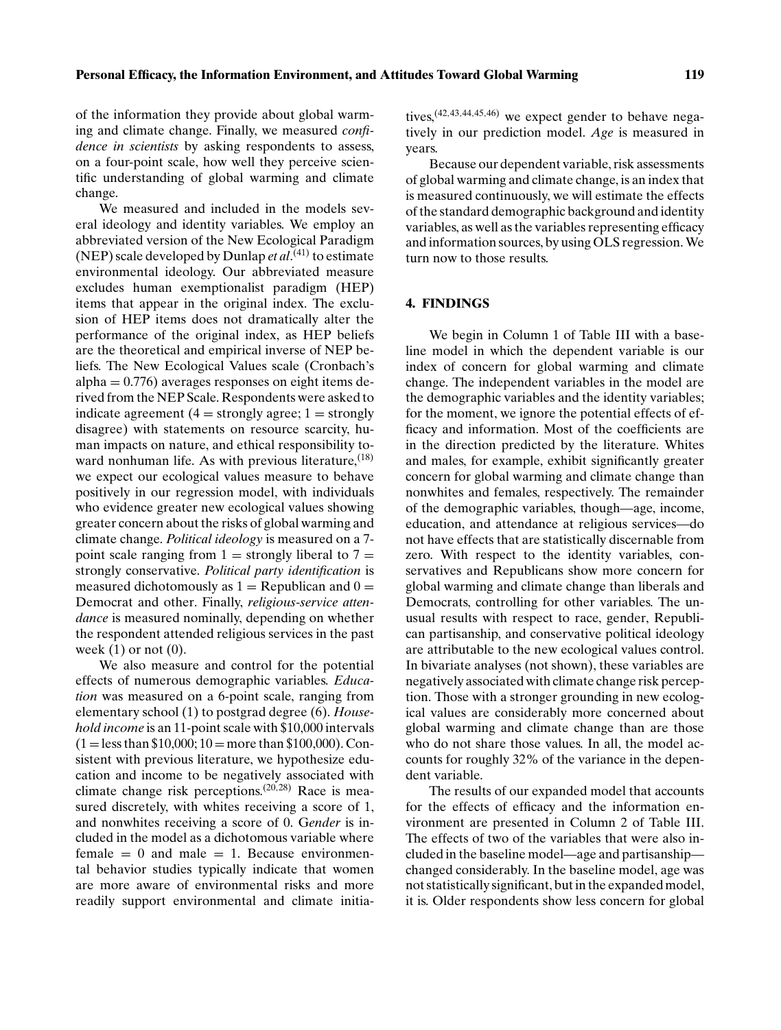of the information they provide about global warming and climate change. Finally, we measured *confidence in scientists* by asking respondents to assess, on a four-point scale, how well they perceive scientific understanding of global warming and climate change.

We measured and included in the models several ideology and identity variables. We employ an abbreviated version of the New Ecological Paradigm (NEP) scale developed by Dunlap *et al*.[41] to estimate environmental ideology. Our abbreviated measure excludes human exemptionalist paradigm (HEP) items that appear in the original index. The exclusion of HEP items does not dramatically alter the performance of the original index, as HEP beliefs are the theoretical and empirical inverse of NEP beliefs. The New Ecological Values scale (Cronbach's alpha = 0.776) averages responses on eight items derived from the NEP Scale. Respondents were asked to indicate agreement (4 = strongly agree; 1 = strongly disagree) with statements on resource scarcity, human impacts on nature, and ethical responsibility toward nonhuman life. As with previous literature,[18] we expect our ecological values measure to behave positively in our regression model, with individuals who evidence greater new ecological values showing greater concern about the risks of global warming and climate change. *Political ideology* is measured on a 7-point scale ranging from 1 = strongly liberal to 7 = strongly conservative. *Political party identification* is measured dichotomously as 1 = Republican and 0 = Democrat and other. Finally, *religious-service attendance* is measured nominally, depending on whether the respondent attended religious services in the past week (1) or not (0).

We also measure and control for the potential effects of numerous demographic variables. *Education* was measured on a 6-point scale, ranging from elementary school (1) to postgrad degree (6). *Household income* is an 11-point scale with \$10,000 intervals (1 = less than \$10,000; 10 = more than \$100,000). Consistent with previous literature, we hypothesize education and income to be negatively associated with climate change risk perceptions.[20,28] Race is measured discretely, with whites receiving a score of 1, and nonwhites receiving a score of 0. G*ender* is included in the model as a dichotomous variable where female = 0 and male = 1. Because environmental behavior studies typically indicate that women are more aware of environmental risks and more readily support environmental and climate initiatives,[42,43,44,45,46] we expect gender to behave negatively in our prediction model. *Age* is measured in years.

Because our dependent variable, risk assessments of global warming and climate change, is an index that is measured continuously, we will estimate the effects of the standard demographic background and identity variables, as well as the variables representing efficacy and information sources, by using OLS regression. We turn now to those results.

## 4. FINDINGS

We begin in Column 1 of Table III with a baseline model in which the dependent variable is our index of concern for global warming and climate change. The independent variables in the model are the demographic variables and the identity variables; for the moment, we ignore the potential effects of efficacy and information. Most of the coefficients are in the direction predicted by the literature. Whites and males, for example, exhibit significantly greater concern for global warming and climate change than nonwhites and females, respectively. The remainder of the demographic variables, though—age, income, education, and attendance at religious services—do not have effects that are statistically discernable from zero. With respect to the identity variables, conservatives and Republicans show more concern for global warming and climate change than liberals and Democrats, controlling for other variables. The unusual results with respect to race, gender, Republican partisanship, and conservative political ideology are attributable to the new ecological values control. In bivariate analyses (not shown), these variables are negatively associated with climate change risk perception. Those with a stronger grounding in new ecological values are considerably more concerned about global warming and climate change than are those who do not share those values. In all, the model accounts for roughly 32% of the variance in the dependent variable.

The results of our expanded model that accounts for the effects of efficacy and the information environment are presented in Column 2 of Table III. The effects of two of the variables that were also included in the baseline model—age and partisanship—changed considerably. In the baseline model, age was not statistically significant, but in the expanded model, it is. Older respondents show less concern for global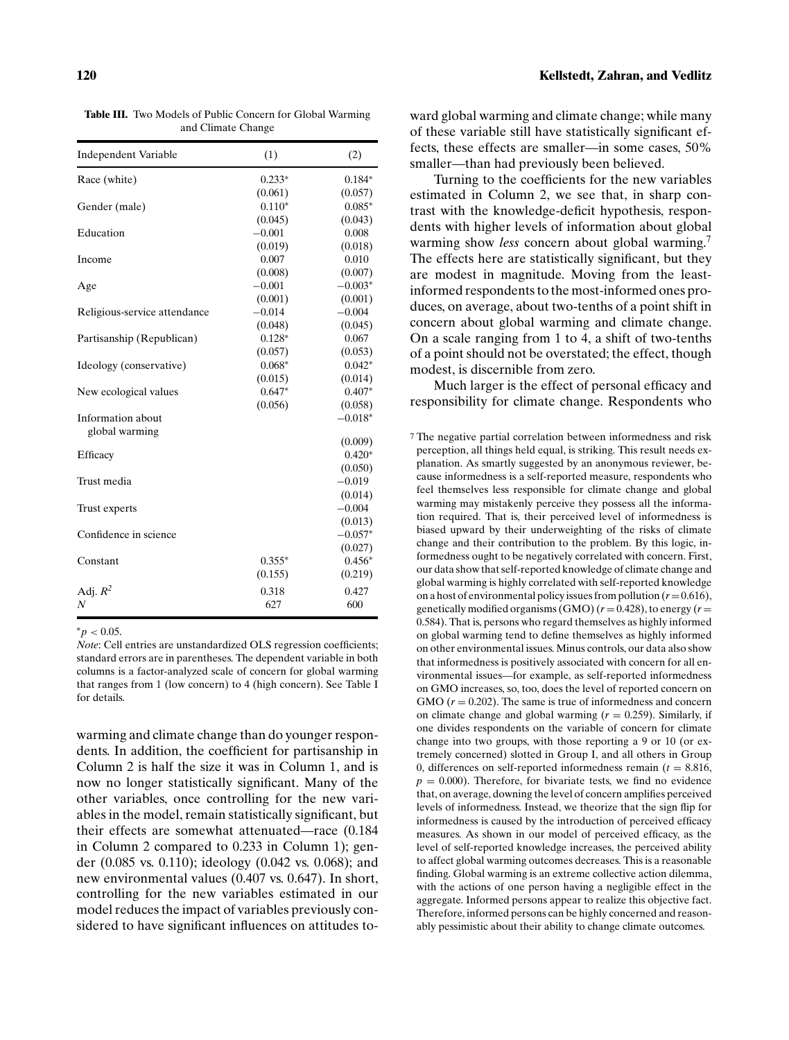**Table III.** Two Models of Public Concern for Global Warming and Climate Change

| Independent Variable | (1) | (2) |
|---|---|---|
| Race (white) | 0.233* | 0.184* |
| | (0.061) | (0.057) |
| Gender (male) | 0.110* | 0.085* |
| | (0.045) | (0.043) |
| Education | −0.001 | 0.008 |
| | (0.019) | (0.018) |
| Income | 0.007 | 0.010 |
| | (0.008) | (0.007) |
| Age | −0.001 | −0.003* |
| | (0.001) | (0.001) |
| Religious-service attendance | −0.014 | −0.004 |
| | (0.048) | (0.045) |
| Partisanship (Republican) | 0.128* | 0.067 |
| | (0.057) | (0.053) |
| Ideology (conservative) | 0.068* | 0.042* |
| | (0.015) | (0.014) |
| New ecological values | 0.647* | 0.407* |
| | (0.056) | (0.058) |
| Information about global warming | | −0.018* |
| | | (0.009) |
| Efficacy | | 0.420* |
| | | (0.050) |
| Trust media | | −0.019 |
| | | (0.014) |
| Trust experts | | −0.004 |
| | | (0.013) |
| Confidence in science | | −0.057* |
| | | (0.027) |
| Constant | 0.355* | 0.456* |
| | (0.155) | (0.219) |
| Adj. $R^2$ | 0.318 | 0.427 |
| $N$ | 627 | 600 |

*$p < 0.05$.

*Note*: Cell entries are unstandardized OLS regression coefficients; standard errors are in parentheses. The dependent variable in both columns is a factor-analyzed scale of concern for global warming that ranges from 1 (low concern) to 4 (high concern). See Table I for details.

warming and climate change than do younger respondents. In addition, the coefficient for partisanship in Column 2 is half the size it was in Column 1, and is now no longer statistically significant. Many of the other variables, once controlling for the new variables in the model, remain statistically significant, but their effects are somewhat attenuated—race (0.184 in Column 2 compared to 0.233 in Column 1); gender (0.085 vs. 0.110); ideology (0.042 vs. 0.068); and new environmental values (0.407 vs. 0.647). In short, controlling for the new variables estimated in our model reduces the impact of variables previously considered to have significant influences on attitudes toward global warming and climate change; while many of these variable still have statistically significant effects, these effects are smaller—in some cases, 50% smaller—than had previously been believed.

Turning to the coefficients for the new variables estimated in Column 2, we see that, in sharp contrast with the knowledge-deficit hypothesis, respondents with higher levels of information about global warming show *less* concern about global warming.[7] The effects here are statistically significant, but they are modest in magnitude. Moving from the least-informed respondents to the most-informed ones produces, on average, about two-tenths of a point shift in concern about global warming and climate change. On a scale ranging from 1 to 4, a shift of two-tenths of a point should not be overstated; the effect, though modest, is discernible from zero.

Much larger is the effect of personal efficacy and responsibility for climate change. Respondents who

[7] The negative partial correlation between informedness and risk perception, all things held equal, is striking. This result needs explanation. As smartly suggested by an anonymous reviewer, because informedness is a self-reported measure, respondents who feel themselves less responsible for climate change and global warming may mistakenly perceive they possess all the information required. That is, their perceived level of informedness is biased upward by their underweighting of the risks of climate change and their contribution to the problem. By this logic, informedness ought to be negatively correlated with concern. First, our data show that self-reported knowledge of climate change and global warming is highly correlated with self-reported knowledge on a host of environmental policy issues from pollution ($r = 0.616$), genetically modified organisms (GMO) ($r = 0.428$), to energy ($r = 0.584$). That is, persons who regard themselves as highly informed on global warming tend to define themselves as highly informed on other environmental issues. Minus controls, our data also show that informedness is positively associated with concern for all environmental issues—for example, as self-reported informedness on GMO increases, so, too, does the level of reported concern on GMO ($r = 0.202$). The same is true of informedness and concern on climate change and global warming ($r = 0.259$). Similarly, if one divides respondents on the variable of concern for climate change into two groups, with those reporting a 9 or 10 (or extremely concerned) slotted in Group I, and all others in Group 0, differences on self-reported informedness remain ($t = 8.816$, $p = 0.000$). Therefore, for bivariate tests, we find no evidence that, on average, downing the level of concern amplifies perceived levels of informedness. Instead, we theorize that the sign flip for informedness is caused by the introduction of perceived efficacy measures. As shown in our model of perceived efficacy, as the level of self-reported knowledge increases, the perceived ability to affect global warming outcomes decreases. This is a reasonable finding. Global warming is an extreme collective action dilemma, with the actions of one person having a negligible effect in the aggregate. Informed persons appear to realize this objective fact. Therefore, informed persons can be highly concerned and reasonably pessimistic about their ability to change climate outcomes.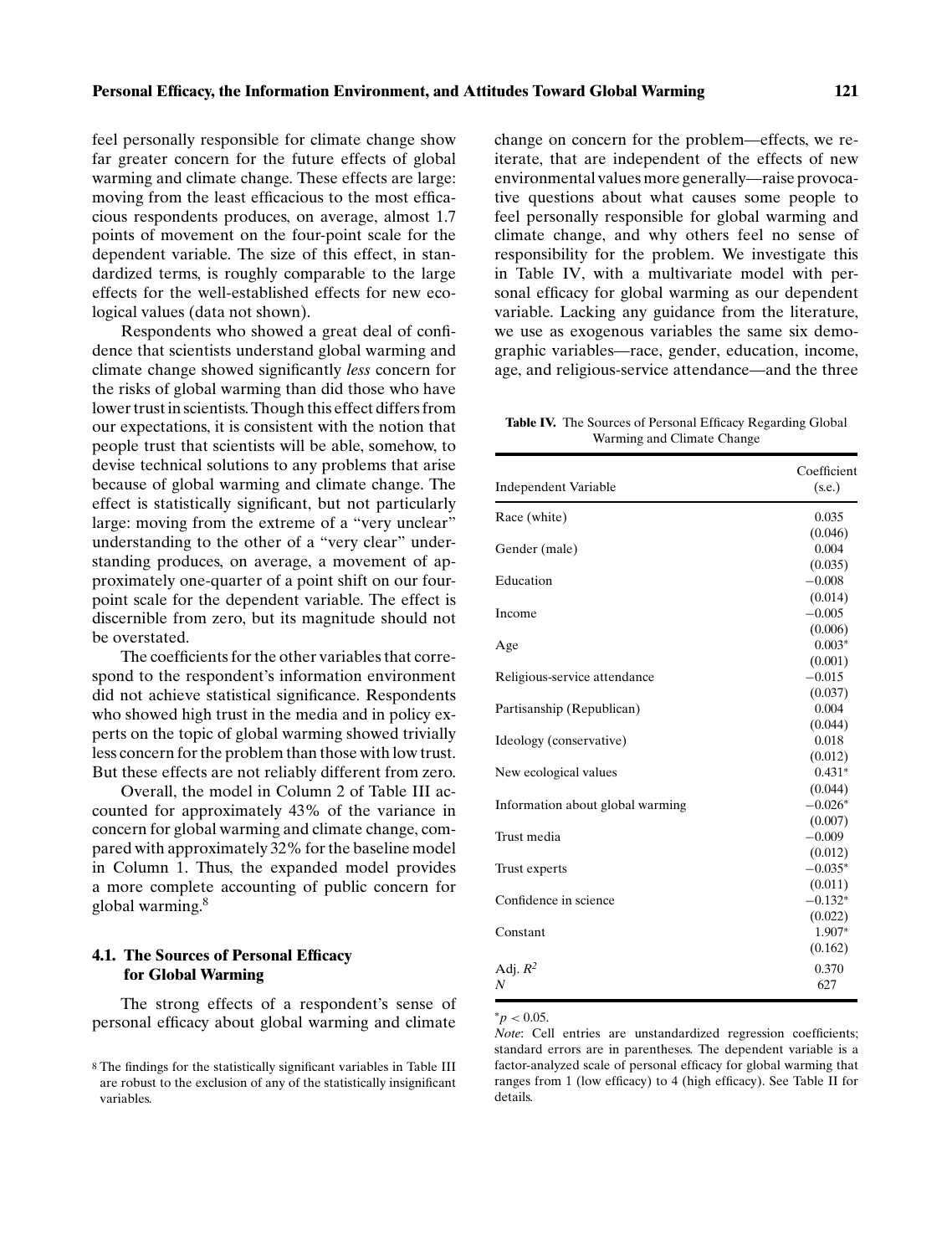feel personally responsible for climate change show far greater concern for the future effects of global warming and climate change. These effects are large: moving from the least efficacious to the most efficacious respondents produces, on average, almost 1.7 points of movement on the four-point scale for the dependent variable. The size of this effect, in standardized terms, is roughly comparable to the large effects for the well-established effects for new ecological values (data not shown).

Respondents who showed a great deal of confidence that scientists understand global warming and climate change showed significantly *less* concern for the risks of global warming than did those who have lower trust in scientists. Though this effect differs from our expectations, it is consistent with the notion that people trust that scientists will be able, somehow, to devise technical solutions to any problems that arise because of global warming and climate change. The effect is statistically significant, but not particularly large: moving from the extreme of a "very unclear" understanding to the other of a "very clear" understanding produces, on average, a movement of approximately one-quarter of a point shift on our four-point scale for the dependent variable. The effect is discernible from zero, but its magnitude should not be overstated.

The coefficients for the other variables that correspond to the respondent's information environment did not achieve statistical significance. Respondents who showed high trust in the media and in policy experts on the topic of global warming showed trivially less concern for the problem than those with low trust. But these effects are not reliably different from zero.

Overall, the model in Column 2 of Table III accounted for approximately 43% of the variance in concern for global warming and climate change, compared with approximately 32% for the baseline model in Column 1. Thus, the expanded model provides a more complete accounting of public concern for global warming.[8]

### 4.1. The Sources of Personal Efficacy for Global Warming

The strong effects of a respondent's sense of personal efficacy about global warming and climate change on concern for the problem—effects, we reiterate, that are independent of the effects of new environmental values more generally—raise provocative questions about what causes some people to feel personally responsible for global warming and climate change, and why others feel no sense of responsibility for the problem. We investigate this in Table IV, with a multivariate model with personal efficacy for global warming as our dependent variable. Lacking any guidance from the literature, we use as exogenous variables the same six demographic variables—race, gender, education, income, age, and religious-service attendance—and the three

**Table IV.** The Sources of Personal Efficacy Regarding Global Warming and Climate Change

| Independent Variable | Coefficient (s.e.) |
|---|---|
| Race (white) | 0.035 |
| | (0.046) |
| Gender (male) | 0.004 |
| | (0.035) |
| Education | −0.008 |
| | (0.014) |
| Income | −0.005 |
| | (0.006) |
| Age | 0.003* |
| | (0.001) |
| Religious-service attendance | −0.015 |
| | (0.037) |
| Partisanship (Republican) | 0.004 |
| | (0.044) |
| Ideology (conservative) | 0.018 |
| | (0.012) |
| New ecological values | 0.431* |
| | (0.044) |
| Information about global warming | −0.026* |
| | (0.007) |
| Trust media | −0.009 |
| | (0.012) |
| Trust experts | −0.035* |
| | (0.011) |
| Confidence in science | −0.132* |
| | (0.022) |
| Constant | 1.907* |
| | (0.162) |
| Adj. $R^2$ | 0.370 |
| $N$ | 627 |

*$p < 0.05$.

*Note*: Cell entries are unstandardized regression coefficients; standard errors are in parentheses. The dependent variable is a factor-analyzed scale of personal efficacy for global warming that ranges from 1 (low efficacy) to 4 (high efficacy). See Table II for details.

[8] The findings for the statistically significant variables in Table III are robust to the exclusion of any of the statistically insignificant variables.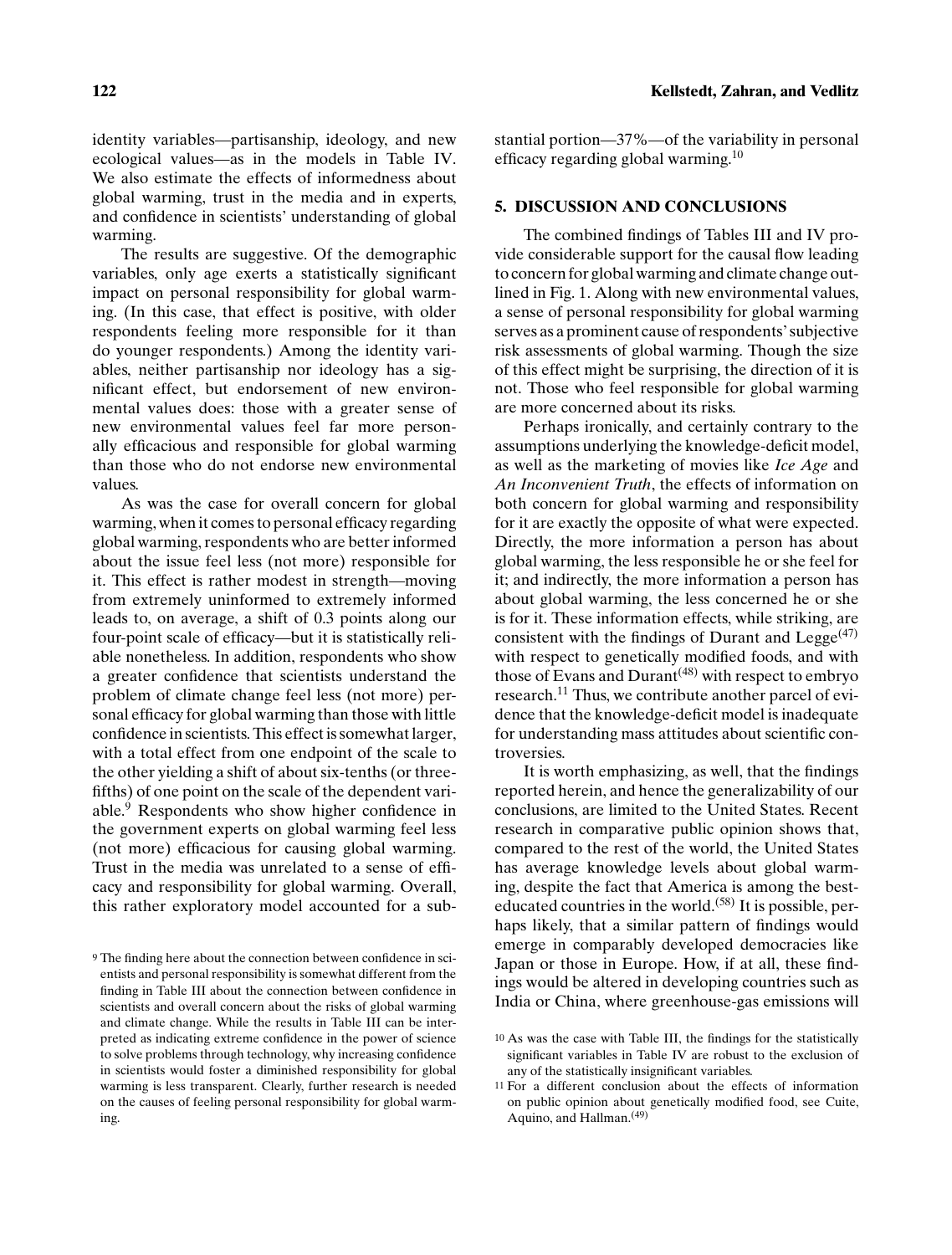identity variables—partisanship, ideology, and new ecological values—as in the models in Table IV. We also estimate the effects of informedness about global warming, trust in the media and in experts, and confidence in scientists' understanding of global warming.

The results are suggestive. Of the demographic variables, only age exerts a statistically significant impact on personal responsibility for global warming. (In this case, that effect is positive, with older respondents feeling more responsible for it than do younger respondents.) Among the identity variables, neither partisanship nor ideology has a significant effect, but endorsement of new environmental values does: those with a greater sense of new environmental values feel far more personally efficacious and responsible for global warming than those who do not endorse new environmental values.

As was the case for overall concern for global warming, when it comes to personal efficacy regarding global warming, respondents who are better informed about the issue feel less (not more) responsible for it. This effect is rather modest in strength—moving from extremely uninformed to extremely informed leads to, on average, a shift of 0.3 points along our four-point scale of efficacy—but it is statistically reliable nonetheless. In addition, respondents who show a greater confidence that scientists understand the problem of climate change feel less (not more) personal efficacy for global warming than those with little confidence in scientists. This effect is somewhat larger, with a total effect from one endpoint of the scale to the other yielding a shift of about six-tenths (or three-fifths) of one point on the scale of the dependent variable.[9] Respondents who show higher confidence in the government experts on global warming feel less (not more) efficacious for causing global warming. Trust in the media was unrelated to a sense of efficacy and responsibility for global warming. Overall, this rather exploratory model accounted for a substantial portion—37%—of the variability in personal efficacy regarding global warming.[10]

## 5. DISCUSSION AND CONCLUSIONS

The combined findings of Tables III and IV provide considerable support for the causal flow leading to concern for global warming and climate change outlined in Fig. 1. Along with new environmental values, a sense of personal responsibility for global warming serves as a prominent cause of respondents' subjective risk assessments of global warming. Though the size of this effect might be surprising, the direction of it is not. Those who feel responsible for global warming are more concerned about its risks.

Perhaps ironically, and certainly contrary to the assumptions underlying the knowledge-deficit model, as well as the marketing of movies like *Ice Age* and *An Inconvenient Truth*, the effects of information on both concern for global warming and responsibility for it are exactly the opposite of what were expected. Directly, the more information a person has about global warming, the less responsible he or she feel for it; and indirectly, the more information a person has about global warming, the less concerned he or she is for it. These information effects, while striking, are consistent with the findings of Durant and Legge[47] with respect to genetically modified foods, and with those of Evans and Durant[48] with respect to embryo research.[11] Thus, we contribute another parcel of evidence that the knowledge-deficit model is inadequate for understanding mass attitudes about scientific controversies.

It is worth emphasizing, as well, that the findings reported herein, and hence the generalizability of our conclusions, are limited to the United States. Recent research in comparative public opinion shows that, compared to the rest of the world, the United States has average knowledge levels about global warming, despite the fact that America is among the best-educated countries in the world.[58] It is possible, perhaps likely, that a similar pattern of findings would emerge in comparably developed democracies like Japan or those in Europe. How, if at all, these findings would be altered in developing countries such as India or China, where greenhouse-gas emissions will

---

[9] The finding here about the connection between confidence in scientists and personal responsibility is somewhat different from the finding in Table III about the connection between confidence in scientists and overall concern about the risks of global warming and climate change. While the results in Table III can be interpreted as indicating extreme confidence in the power of science to solve problems through technology, why increasing confidence in scientists would foster a diminished responsibility for global warming is less transparent. Clearly, further research is needed on the causes of feeling personal responsibility for global warming.

[10] As was the case with Table III, the findings for the statistically significant variables in Table IV are robust to the exclusion of any of the statistically insignificant variables.

[11] For a different conclusion about the effects of information on public opinion about genetically modified food, see Cuite, Aquino, and Hallman.[49]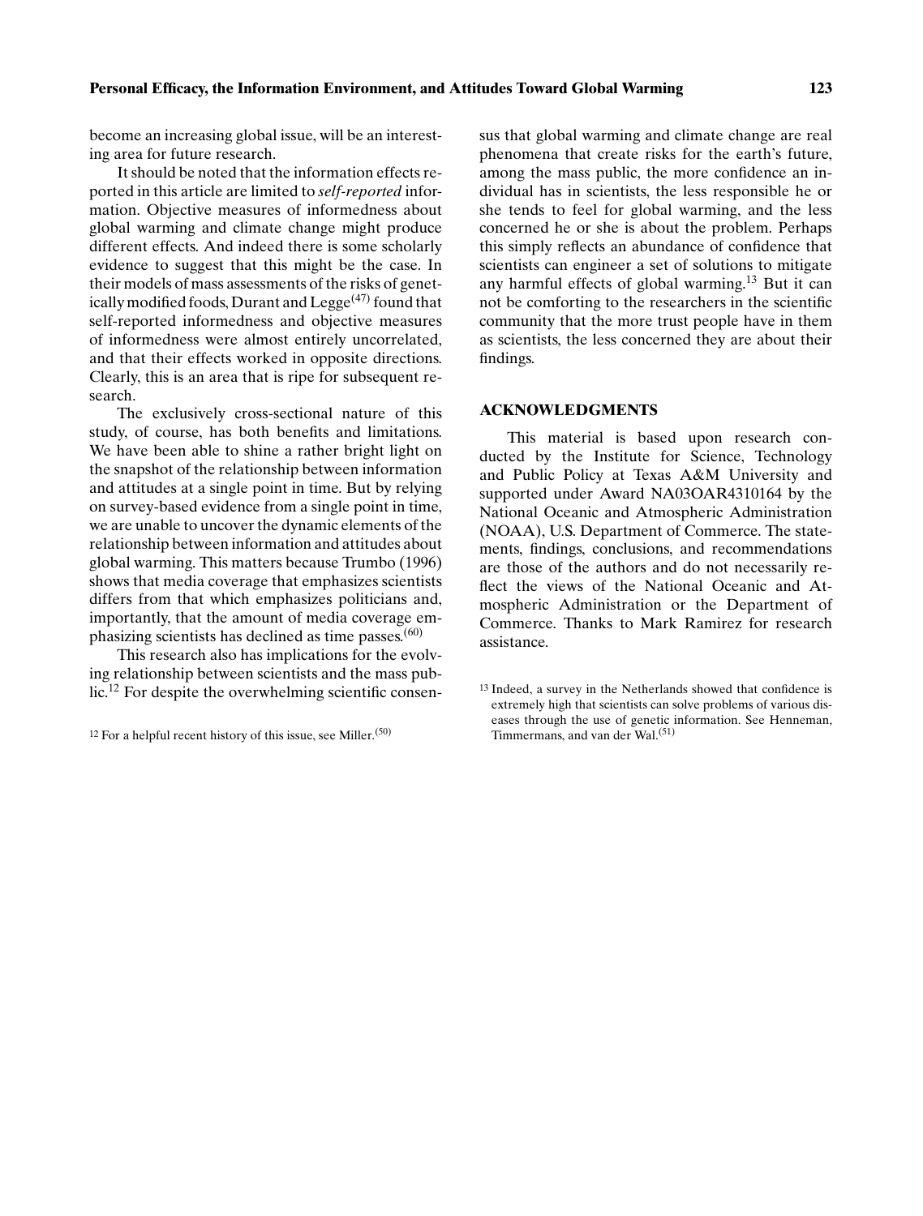become an increasing global issue, will be an interesting area for future research.

It should be noted that the information effects reported in this article are limited to *self-reported* information. Objective measures of informedness about global warming and climate change might produce different effects. And indeed there is some scholarly evidence to suggest that this might be the case. In their models of mass assessments of the risks of genetically modified foods, Durant and Legge[(47)] found that self-reported informedness and objective measures of informedness were almost entirely uncorrelated, and that their effects worked in opposite directions. Clearly, this is an area that is ripe for subsequent research.

The exclusively cross-sectional nature of this study, of course, has both benefits and limitations. We have been able to shine a rather bright light on the snapshot of the relationship between information and attitudes at a single point in time. But by relying on survey-based evidence from a single point in time, we are unable to uncover the dynamic elements of the relationship between information and attitudes about global warming. This matters because Trumbo (1996) shows that media coverage that emphasizes scientists differs from that which emphasizes politicians and, importantly, that the amount of media coverage emphasizing scientists has declined as time passes.[(60)]

This research also has implications for the evolving relationship between scientists and the mass public.[12] For despite the overwhelming scientific consensus that global warming and climate change are real phenomena that create risks for the earth's future, among the mass public, the more confidence an individual has in scientists, the less responsible he or she tends to feel for global warming, and the less concerned he or she is about the problem. Perhaps this simply reflects an abundance of confidence that scientists can engineer a set of solutions to mitigate any harmful effects of global warming.[13] But it can not be comforting to the researchers in the scientific community that the more trust people have in them as scientists, the less concerned they are about their findings.

## ACKNOWLEDGMENTS

This material is based upon research conducted by the Institute for Science, Technology and Public Policy at Texas A&M University and supported under Award NA03OAR4310164 by the National Oceanic and Atmospheric Administration (NOAA), U.S. Department of Commerce. The statements, findings, conclusions, and recommendations are those of the authors and do not necessarily reflect the views of the National Oceanic and Atmospheric Administration or the Department of Commerce. Thanks to Mark Ramirez for research assistance.

---

[12] For a helpful recent history of this issue, see Miller.[(50)]

[13] Indeed, a survey in the Netherlands showed that confidence is extremely high that scientists can solve problems of various diseases through the use of genetic information. See Henneman, Timmermans, and van der Wal.[(51)]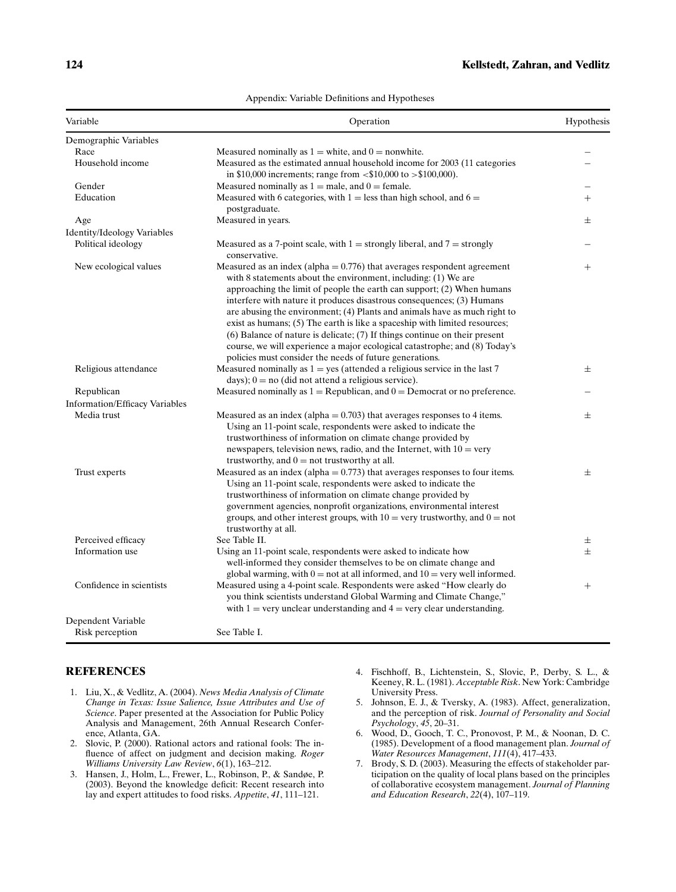Appendix: Variable Definitions and Hypotheses

| Variable | Operation | Hypothesis |
|---|---|---|
| Demographic Variables | | |
| Race | Measured nominally as 1 = white, and 0 = nonwhite. | − |
| Household income | Measured as the estimated annual household income for 2003 (11 categories in $10,000 increments; range from <$10,000 to >$100,000). | − |
| Gender | Measured nominally as 1 = male, and 0 = female. | − |
| Education | Measured with 6 categories, with 1 = less than high school, and 6 = postgraduate. | + |
| Age | Measured in years. | ± |
| Identity/Ideology Variables | | |
| Political ideology | Measured as a 7-point scale, with 1 = strongly liberal, and 7 = strongly conservative. | − |
| New ecological values | Measured as an index (alpha = 0.776) that averages respondent agreement with 8 statements about the environment, including: (1) We are approaching the limit of people the earth can support; (2) When humans interfere with nature it produces disastrous consequences; (3) Humans are abusing the environment; (4) Plants and animals have as much right to exist as humans; (5) The earth is like a spaceship with limited resources; (6) Balance of nature is delicate; (7) If things continue on their present course, we will experience a major ecological catastrophe; and (8) Today's policies must consider the needs of future generations. | + |
| Religious attendance | Measured nominally as 1 = yes (attended a religious service in the last 7 days); 0 = no (did not attend a religious service). | ± |
| Republican | Measured nominally as 1 = Republican, and 0 = Democrat or no preference. | − |
| Information/Efficacy Variables | | |
| Media trust | Measured as an index (alpha = 0.703) that averages responses to 4 items. Using an 11-point scale, respondents were asked to indicate the trustworthiness of information on climate change provided by newspapers, television news, radio, and the Internet, with 10 = very trustworthy, and 0 = not trustworthy at all. | ± |
| Trust experts | Measured as an index (alpha = 0.773) that averages responses to four items. Using an 11-point scale, respondents were asked to indicate the trustworthiness of information on climate change provided by government agencies, nonprofit organizations, environmental interest groups, and other interest groups, with 10 = very trustworthy, and 0 = not trustworthy at all. | ± |
| Perceived efficacy | See Table II. | ± |
| Information use | Using an 11-point scale, respondents were asked to indicate how well-informed they consider themselves to be on climate change and global warming, with 0 = not at all informed, and 10 = very well informed. | ± |
| Confidence in scientists | Measured using a 4-point scale. Respondents were asked "How clearly do you think scientists understand Global Warming and Climate Change," with 1 = very unclear understanding and 4 = very clear understanding. | + |
| Dependent Variable | | |
| Risk perception | See Table I. | |

## REFERENCES

1. Liu, X., & Vedlitz, A. (2004). *News Media Analysis of Climate Change in Texas: Issue Salience, Issue Attributes and Use of Science*. Paper presented at the Association for Public Policy Analysis and Management, 26th Annual Research Conference, Atlanta, GA.
2. Slovic, P. (2000). Rational actors and rational fools: The influence of affect on judgment and decision making. *Roger Williams University Law Review*, *6*(1), 163–212.
3. Hansen, J., Holm, L., Frewer, L., Robinson, P., & Sandøe, P. (2003). Beyond the knowledge deficit: Recent research into lay and expert attitudes to food risks. *Appetite*, *41*, 111–121.
4. Fischhoff, B., Lichtenstein, S., Slovic, P., Derby, S. L., & Keeney, R. L. (1981). *Acceptable Risk*. New York: Cambridge University Press.
5. Johnson, E. J., & Tversky, A. (1983). Affect, generalization, and the perception of risk. *Journal of Personality and Social Psychology*, *45*, 20–31.
6. Wood, D., Gooch, T. C., Pronovost, P. M., & Noonan, D. C. (1985). Development of a flood management plan. *Journal of Water Resources Management*, *111*(4), 417–433.
7. Brody, S. D. (2003). Measuring the effects of stakeholder participation on the quality of local plans based on the principles of collaborative ecosystem management. *Journal of Planning and Education Research*, *22*(4), 107–119.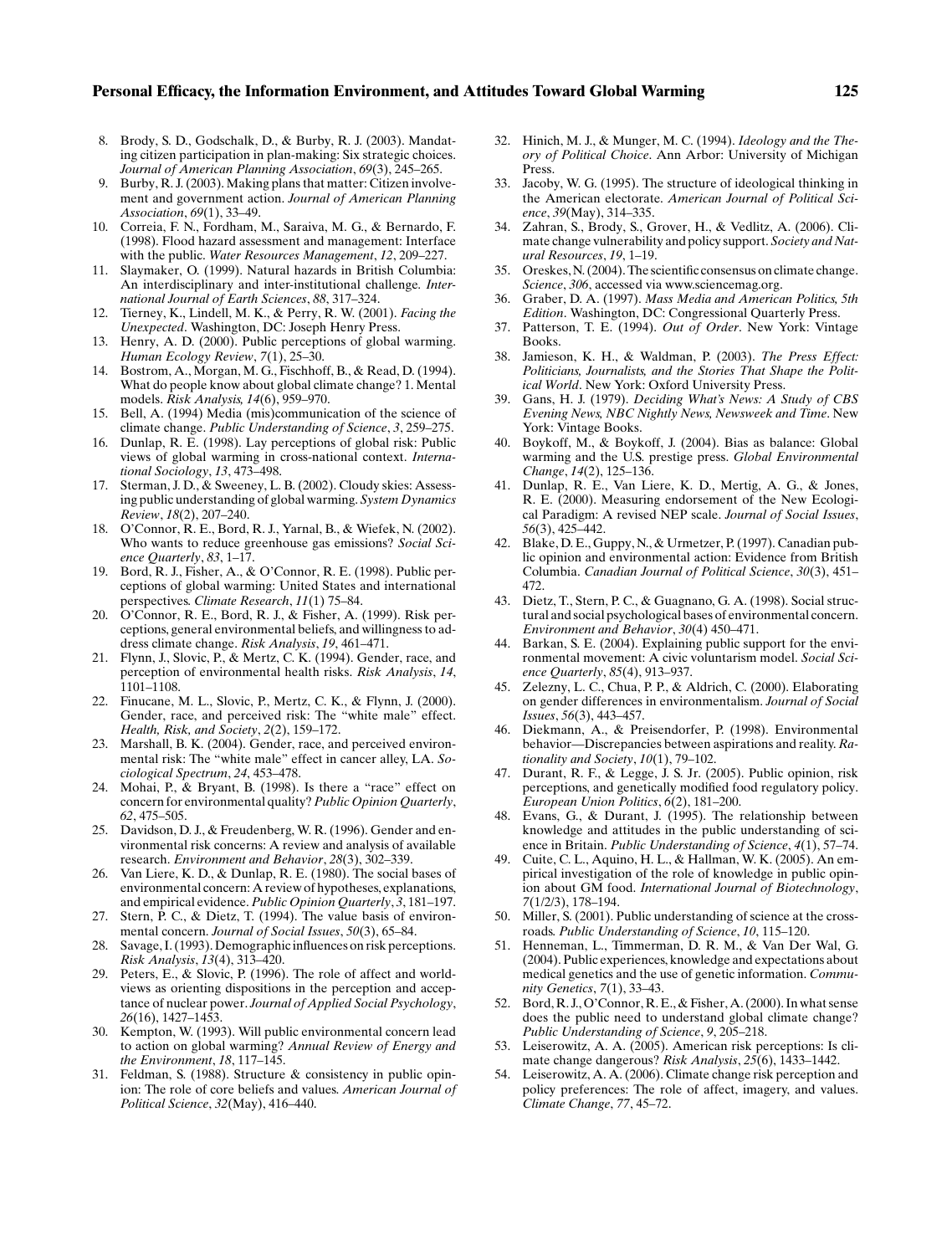8. Brody, S. D., Godschalk, D., & Burby, R. J. (2003). Mandating citizen participation in plan-making: Six strategic choices. *Journal of American Planning Association*, *69*(3), 245–265.
9. Burby, R. J. (2003). Making plans that matter: Citizen involvement and government action. *Journal of American Planning Association*, *69*(1), 33–49.
10. Correia, F. N., Fordham, M., Saraiva, M. G., & Bernardo, F. (1998). Flood hazard assessment and management: Interface with the public. *Water Resources Management*, *12*, 209–227.
11. Slaymaker, O. (1999). Natural hazards in British Columbia: An interdisciplinary and inter-institutional challenge. *International Journal of Earth Sciences*, *88*, 317–324.
12. Tierney, K., Lindell, M. K., & Perry, R. W. (2001). *Facing the Unexpected*. Washington, DC: Joseph Henry Press.
13. Henry, A. D. (2000). Public perceptions of global warming. *Human Ecology Review*, *7*(1), 25–30.
14. Bostrom, A., Morgan, M. G., Fischhoff, B., & Read, D. (1994). What do people know about global climate change? 1. Mental models. *Risk Analysis, 14*(6), 959–970.
15. Bell, A. (1994) Media (mis)communication of the science of climate change. *Public Understanding of Science*, *3*, 259–275.
16. Dunlap, R. E. (1998). Lay perceptions of global risk: Public views of global warming in cross-national context. *International Sociology*, *13*, 473–498.
17. Sterman, J. D., & Sweeney, L. B. (2002). Cloudy skies: Assessing public understanding of global warming. *System Dynamics Review*, *18*(2), 207–240.
18. O'Connor, R. E., Bord, R. J., Yarnal, B., & Wiefek, N. (2002). Who wants to reduce greenhouse gas emissions? *Social Science Quarterly*, *83*, 1–17.
19. Bord, R. J., Fisher, A., & O'Connor, R. E. (1998). Public perceptions of global warming: United States and international perspectives. *Climate Research*, *11*(1) 75–84.
20. O'Connor, R. E., Bord, R. J., & Fisher, A. (1999). Risk perceptions, general environmental beliefs, and willingness to address climate change. *Risk Analysis*, *19*, 461–471.
21. Flynn, J., Slovic, P., & Mertz, C. K. (1994). Gender, race, and perception of environmental health risks. *Risk Analysis*, *14*, 1101–1108.
22. Finucane, M. L., Slovic, P., Mertz, C. K., & Flynn, J. (2000). Gender, race, and perceived risk: The "white male" effect. *Health, Risk, and Society*, *2*(2), 159–172.
23. Marshall, B. K. (2004). Gender, race, and perceived environmental risk: The "white male" effect in cancer alley, LA. *Sociological Spectrum*, *24*, 453–478.
24. Mohai, P., & Bryant, B. (1998). Is there a "race" effect on concern for environmental quality? *Public Opinion Quarterly*, *62*, 475–505.
25. Davidson, D. J., & Freudenberg, W. R. (1996). Gender and environmental risk concerns: A review and analysis of available research. *Environment and Behavior*, *28*(3), 302–339.
26. Van Liere, K. D., & Dunlap, R. E. (1980). The social bases of environmental concern: A review of hypotheses, explanations, and empirical evidence. *Public Opinion Quarterly*, *3*, 181–197.
27. Stern, P. C., & Dietz, T. (1994). The value basis of environmental concern. *Journal of Social Issues*, *50*(3), 65–84.
28. Savage, I. (1993). Demographic influences on risk perceptions. *Risk Analysis*, *13*(4), 313–420.
29. Peters, E., & Slovic, P. (1996). The role of affect and worldviews as orienting dispositions in the perception and acceptance of nuclear power. *Journal of Applied Social Psychology*, *26*(16), 1427–1453.
30. Kempton, W. (1993). Will public environmental concern lead to action on global warming? *Annual Review of Energy and the Environment*, *18*, 117–145.
31. Feldman, S. (1988). Structure & consistency in public opinion: The role of core beliefs and values. *American Journal of Political Science*, *32*(May), 416–440.
32. Hinich, M. J., & Munger, M. C. (1994). *Ideology and the Theory of Political Choice*. Ann Arbor: University of Michigan Press.
33. Jacoby, W. G. (1995). The structure of ideological thinking in the American electorate. *American Journal of Political Science*, *39*(May), 314–335.
34. Zahran, S., Brody, S., Grover, H., & Vedlitz, A. (2006). Climate change vulnerability and policy support. *Society and Natural Resources*, *19*, 1–19.
35. Oreskes, N. (2004). The scientific consensus on climate change. *Science*, *306*, accessed via www.sciencemag.org.
36. Graber, D. A. (1997). *Mass Media and American Politics, 5th Edition*. Washington, DC: Congressional Quarterly Press.
37. Patterson, T. E. (1994). *Out of Order*. New York: Vintage Books.
38. Jamieson, K. H., & Waldman, P. (2003). *The Press Effect: Politicians, Journalists, and the Stories That Shape the Political World*. New York: Oxford University Press.
39. Gans, H. J. (1979). *Deciding What's News: A Study of CBS Evening News, NBC Nightly News, Newsweek and Time*. New York: Vintage Books.
40. Boykoff, M., & Boykoff, J. (2004). Bias as balance: Global warming and the U.S. prestige press. *Global Environmental Change*, *14*(2), 125–136.
41. Dunlap, R. E., Van Liere, K. D., Mertig, A. G., & Jones, R. E. (2000). Measuring endorsement of the New Ecological Paradigm: A revised NEP scale. *Journal of Social Issues*, *56*(3), 425–442.
42. Blake, D. E., Guppy, N., & Urmetzer, P. (1997). Canadian public opinion and environmental action: Evidence from British Columbia. *Canadian Journal of Political Science*, *30*(3), 451–472.
43. Dietz, T., Stern, P. C., & Guagnano, G. A. (1998). Social structural and social psychological bases of environmental concern. *Environment and Behavior*, *30*(4) 450–471.
44. Barkan, S. E. (2004). Explaining public support for the environmental movement: A civic voluntarism model. *Social Science Quarterly*, *85*(4), 913–937.
45. Zelezny, L. C., Chua, P. P., & Aldrich, C. (2000). Elaborating on gender differences in environmentalism. *Journal of Social Issues*, *56*(3), 443–457.
46. Diekmann, A., & Preisendorfer, P. (1998). Environmental behavior—Discrepancies between aspirations and reality. *Rationality and Society*, *10*(1), 79–102.
47. Durant, R. F., & Legge, J. S. Jr. (2005). Public opinion, risk perceptions, and genetically modified food regulatory policy. *European Union Politics*, *6*(2), 181–200.
48. Evans, G., & Durant, J. (1995). The relationship between knowledge and attitudes in the public understanding of science in Britain. *Public Understanding of Science*, *4*(1), 57–74.
49. Cuite, C. L., Aquino, H. L., & Hallman, W. K. (2005). An empirical investigation of the role of knowledge in public opinion about GM food. *International Journal of Biotechnology*, *7*(1/2/3), 178–194.
50. Miller, S. (2001). Public understanding of science at the crossroads. *Public Understanding of Science*, *10*, 115–120.
51. Henneman, L., Timmerman, D. R. M., & Van Der Wal, G. (2004). Public experiences, knowledge and expectations about medical genetics and the use of genetic information. *Community Genetics*, *7*(1), 33–43.
52. Bord, R. J., O'Connor, R. E., & Fisher, A. (2000). In what sense does the public need to understand global climate change? *Public Understanding of Science*, *9*, 205–218.
53. Leiserowitz, A. A. (2005). American risk perceptions: Is climate change dangerous? *Risk Analysis*, *25*(6), 1433–1442.
54. Leiserowitz, A. A. (2006). Climate change risk perception and policy preferences: The role of affect, imagery, and values. *Climate Change*, *77*, 45–72.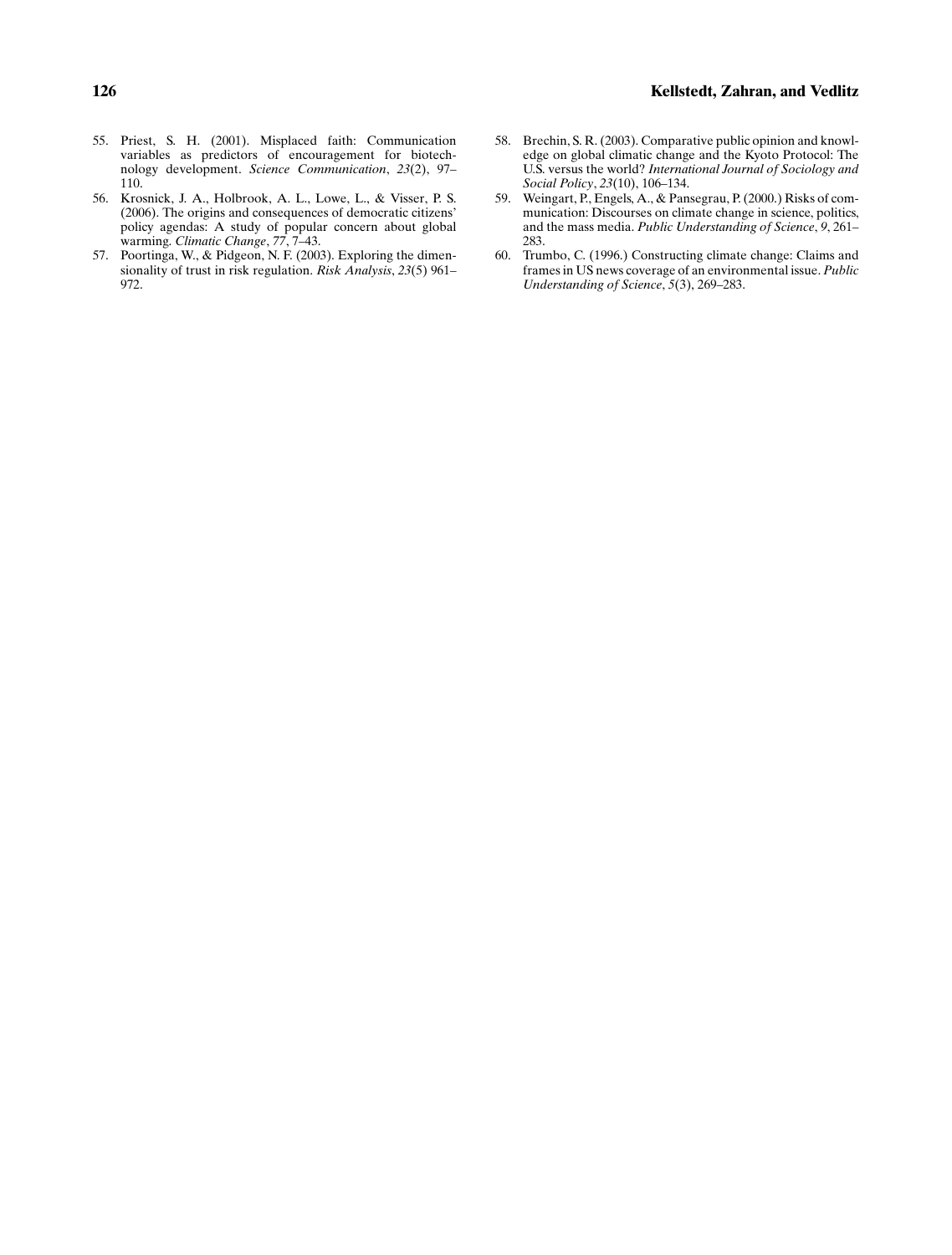55. Priest, S. H. (2001). Misplaced faith: Communication variables as predictors of encouragement for biotechnology development. *Science Communication*, *23*(2), 97–110.
56. Krosnick, J. A., Holbrook, A. L., Lowe, L., & Visser, P. S. (2006). The origins and consequences of democratic citizens' policy agendas: A study of popular concern about global warming. *Climatic Change*, *77*, 7–43.
57. Poortinga, W., & Pidgeon, N. F. (2003). Exploring the dimensionality of trust in risk regulation. *Risk Analysis*, *23*(5) 961–972.
58. Brechin, S. R. (2003). Comparative public opinion and knowledge on global climatic change and the Kyoto Protocol: The U.S. versus the world? *International Journal of Sociology and Social Policy*, *23*(10), 106–134.
59. Weingart, P., Engels, A., & Pansegrau, P. (2000.) Risks of communication: Discourses on climate change in science, politics, and the mass media. *Public Understanding of Science*, *9*, 261–283.
60. Trumbo, C. (1996.) Constructing climate change: Claims and frames in US news coverage of an environmental issue. *Public Understanding of Science*, *5*(3), 269–283.